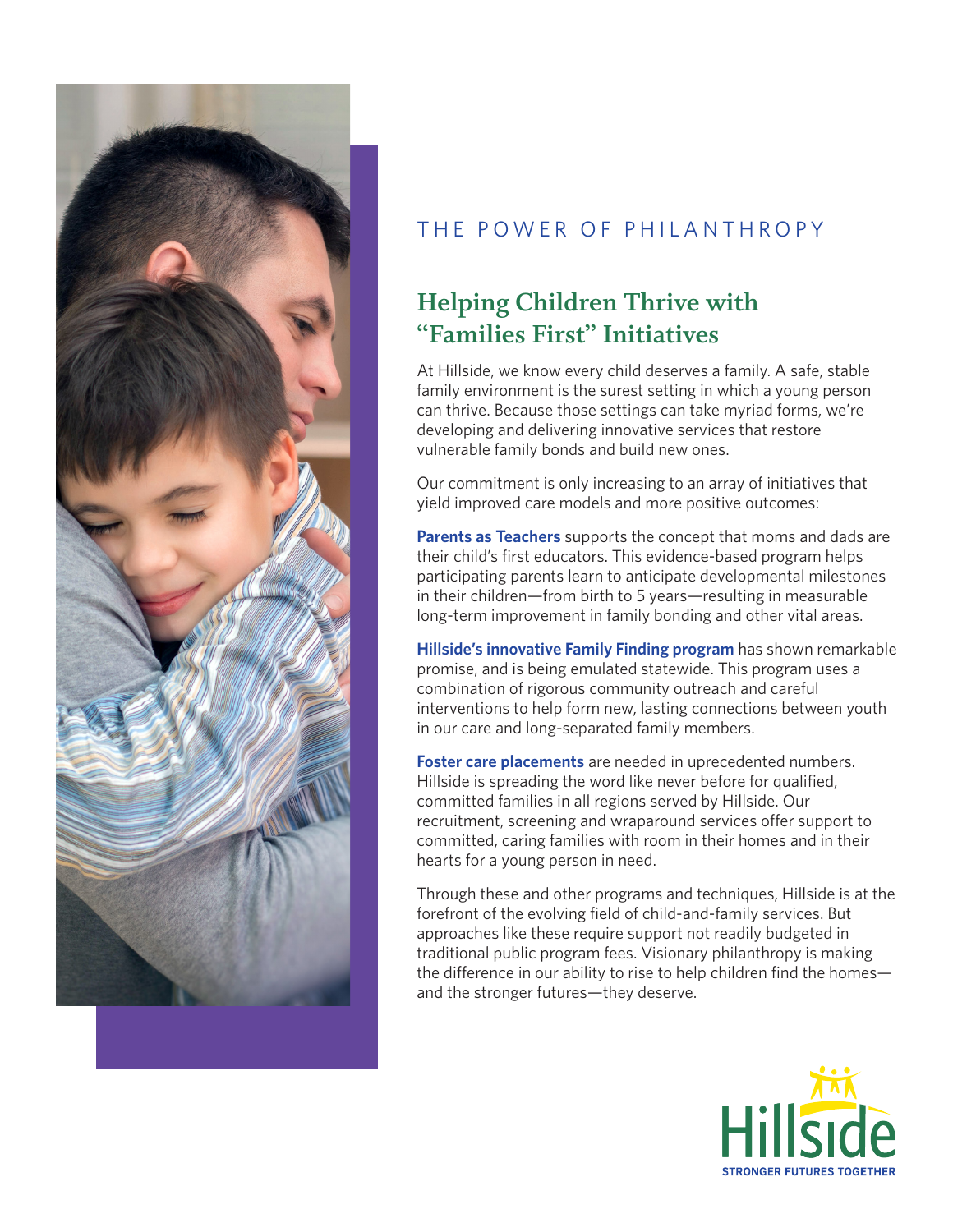THE POWER OF PHILANTHROPY

## Helping Children Thrive with "Families First" Initiatives

At Hillside, we know every child deserves a family. A safe, stable family environment is the surest setting in which a young person can thrive. Because those settings can take myriad forms, we're developing and delivering innovative services that restore vulnerable family bonds and build new ones.

Our commitment is only increasing to an array of initiatives that yield improved care models and more positive outcomes:

**Parents as Teachers** supports the concept that moms and dads are their child's first educators. This evidence-based program helps participating parents learn to anticipate developmental milestones in their children—from birth to 5 years—resulting in measurable long-term improvement in family bonding and other vital areas.

**Hillside's innovative Family Finding program** has shown remarkable promise, and is being emulated statewide. This program uses a combination of rigorous community outreach and careful interventions to help form new, lasting connections between youth in our care and long-separated family members.

**Foster care placements** are needed in uprecedented numbers. Hillside is spreading the word like never before for qualified, committed families in all regions served by Hillside. Our recruitment, screening and wraparound services offer support to committed, caring families with room in their homes and in their hearts for a young person in need.

Through these and other programs and techniques, Hillside is at the forefront of the evolving field of child-and-family services. But approaches like these require support not readily budgeted in traditional public program fees. Visionary philanthropy is making the difference in our ability to rise to help children find the homes—and the stronger futures—they deserve.

Hillside
STRONGER FUTURES TOGETHER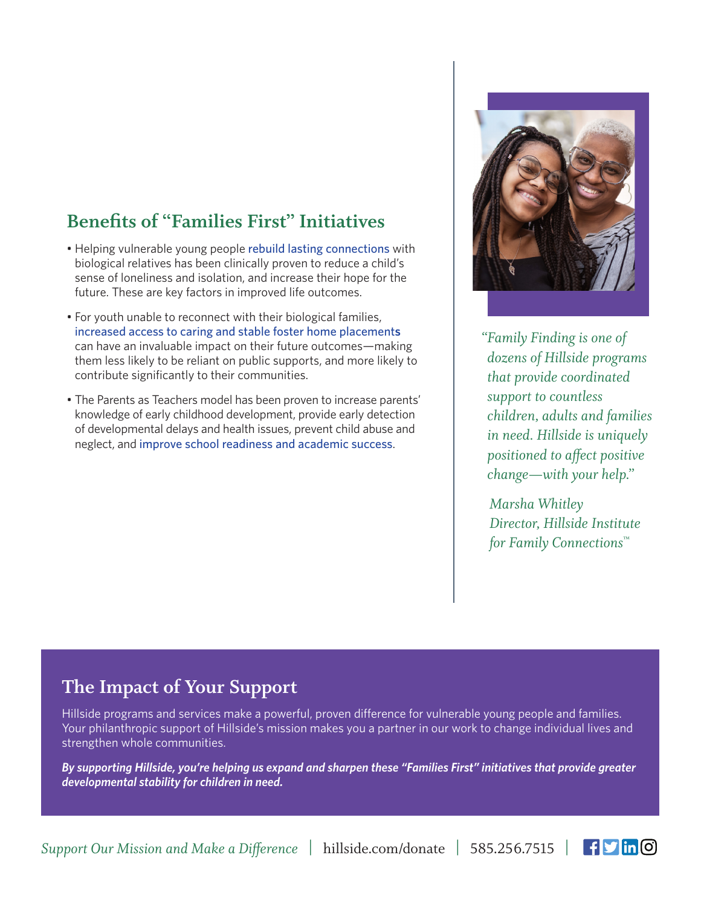## Benefits of "Families First" Initiatives

- Helping vulnerable young people rebuild lasting connections with biological relatives has been clinically proven to reduce a child's sense of loneliness and isolation, and increase their hope for the future. These are key factors in improved life outcomes.
- For youth unable to reconnect with their biological families, increased access to caring and stable foster home placements can have an invaluable impact on their future outcomes—making them less likely to be reliant on public supports, and more likely to contribute significantly to their communities.
- The Parents as Teachers model has been proven to increase parents' knowledge of early childhood development, provide early detection of developmental delays and health issues, prevent child abuse and neglect, and improve school readiness and academic success.

*"Family Finding is one of dozens of Hillside programs that provide coordinated support to countless children, adults and families in need. Hillside is uniquely positioned to affect positive change—with your help."*

*Marsha Whitley*
*Director, Hillside Institute for Family Connections™*

## The Impact of Your Support

Hillside programs and services make a powerful, proven difference for vulnerable young people and families. Your philanthropic support of Hillside's mission makes you a partner in our work to change individual lives and strengthen whole communities.

***By supporting Hillside, you're helping us expand and sharpen these "Families First" initiatives that provide greater developmental stability for children in need.***

*Support Our Mission and Make a Difference* | hillside.com/donate | 585.256.7515